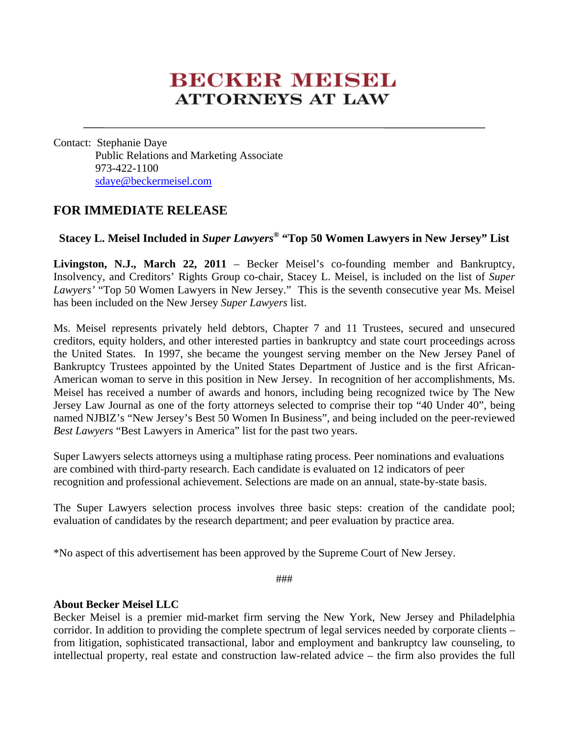# BECKER MEISEL
## ATTORNEYS AT LAW

---

Contact: Stephanie Daye
Public Relations and Marketing Associate
973-422-1100
sdaye@beckermeisel.com

## FOR IMMEDIATE RELEASE

### Stacey L. Meisel Included in *Super Lawyers*® "Top 50 Women Lawyers in New Jersey" List

**Livingston, N.J., March 22, 2011** – Becker Meisel's co-founding member and Bankruptcy, Insolvency, and Creditors' Rights Group co-chair, Stacey L. Meisel, is included on the list of *Super Lawyers'* "Top 50 Women Lawyers in New Jersey." This is the seventh consecutive year Ms. Meisel has been included on the New Jersey *Super Lawyers* list.

Ms. Meisel represents privately held debtors, Chapter 7 and 11 Trustees, secured and unsecured creditors, equity holders, and other interested parties in bankruptcy and state court proceedings across the United States. In 1997, she became the youngest serving member on the New Jersey Panel of Bankruptcy Trustees appointed by the United States Department of Justice and is the first African-American woman to serve in this position in New Jersey. In recognition of her accomplishments, Ms. Meisel has received a number of awards and honors, including being recognized twice by The New Jersey Law Journal as one of the forty attorneys selected to comprise their top "40 Under 40", being named NJBIZ's "New Jersey's Best 50 Women In Business", and being included on the peer-reviewed *Best Lawyers* "Best Lawyers in America" list for the past two years.

Super Lawyers selects attorneys using a multiphase rating process. Peer nominations and evaluations are combined with third-party research. Each candidate is evaluated on 12 indicators of peer recognition and professional achievement. Selections are made on an annual, state-by-state basis.

The Super Lawyers selection process involves three basic steps: creation of the candidate pool; evaluation of candidates by the research department; and peer evaluation by practice area.

*No aspect of this advertisement has been approved by the Supreme Court of New Jersey.

###

**About Becker Meisel LLC**
Becker Meisel is a premier mid-market firm serving the New York, New Jersey and Philadelphia corridor. In addition to providing the complete spectrum of legal services needed by corporate clients – from litigation, sophisticated transactional, labor and employment and bankruptcy law counseling, to intellectual property, real estate and construction law-related advice – the firm also provides the full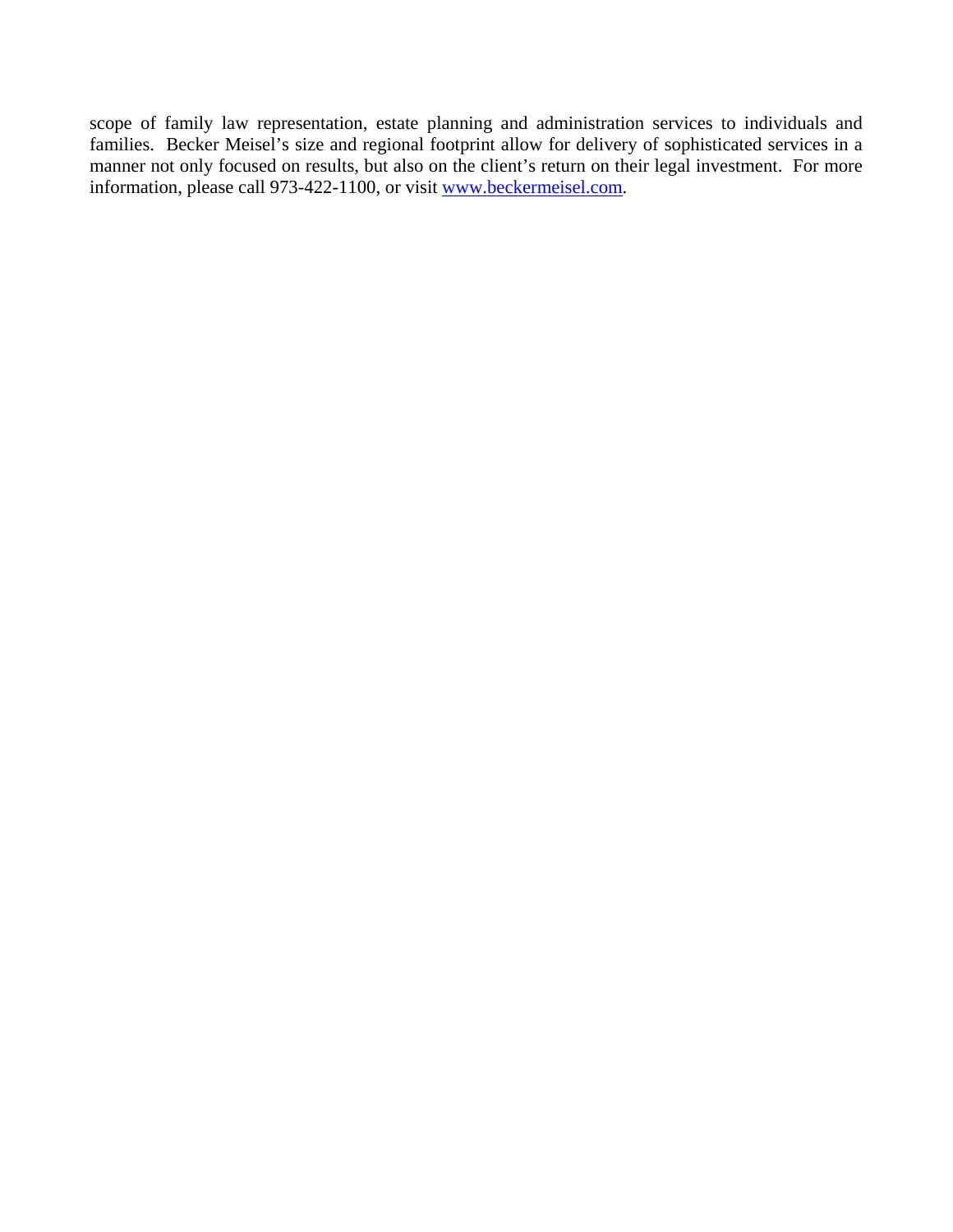scope of family law representation, estate planning and administration services to individuals and families. Becker Meisel's size and regional footprint allow for delivery of sophisticated services in a manner not only focused on results, but also on the client's return on their legal investment. For more information, please call 973-422-1100, or visit [www.beckermeisel.com](http://www.beckermeisel.com).